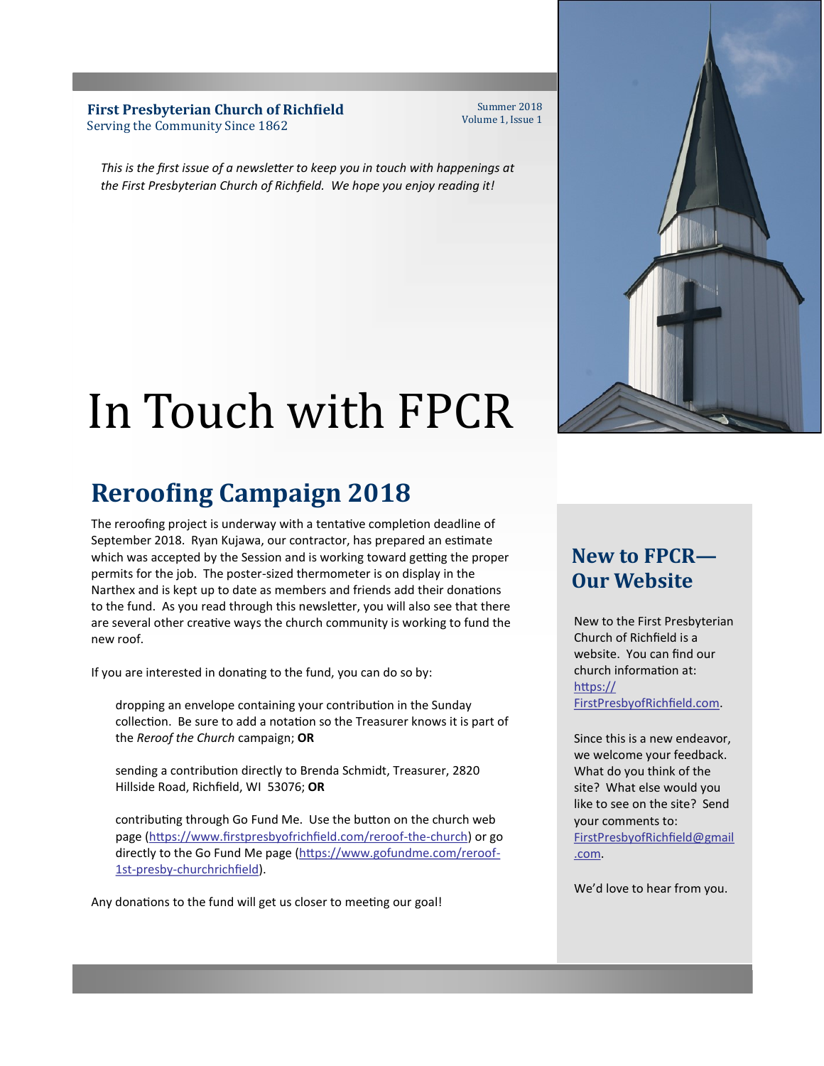**First Presbyterian Church of Richfield**
Serving the Community Since 1862

Summer 2018
Volume 1, Issue 1

*This is the first issue of a newsletter to keep you in touch with happenings at the First Presbyterian Church of Richfield. We hope you enjoy reading it!*

# In Touch with FPCR

## Reroofing Campaign 2018

The reroofing project is underway with a tentative completion deadline of September 2018. Ryan Kujawa, our contractor, has prepared an estimate which was accepted by the Session and is working toward getting the proper permits for the job. The poster-sized thermometer is on display in the Narthex and is kept up to date as members and friends add their donations to the fund. As you read through this newsletter, you will also see that there are several other creative ways the church community is working to fund the new roof.

If you are interested in donating to the fund, you can do so by:

> dropping an envelope containing your contribution in the Sunday collection. Be sure to add a notation so the Treasurer knows it is part of the *Reroof the Church* campaign; **OR**
>
> sending a contribution directly to Brenda Schmidt, Treasurer, 2820 Hillside Road, Richfield, WI 53076; **OR**
>
> contributing through Go Fund Me. Use the button on the church web page (https://www.firstpresbyofrichfield.com/reroof-the-church) or go directly to the Go Fund Me page (https://www.gofundme.com/reroof-1st-presby-churchrichfield).

Any donations to the fund will get us closer to meeting our goal!

## New to FPCR—Our Website

New to the First Presbyterian Church of Richfield is a website. You can find our church information at: https://FirstPresbyofRichfield.com.

Since this is a new endeavor, we welcome your feedback. What do you think of the site? What else would you like to see on the site? Send your comments to: FirstPresbyofRichfield@gmail.com.

We'd love to hear from you.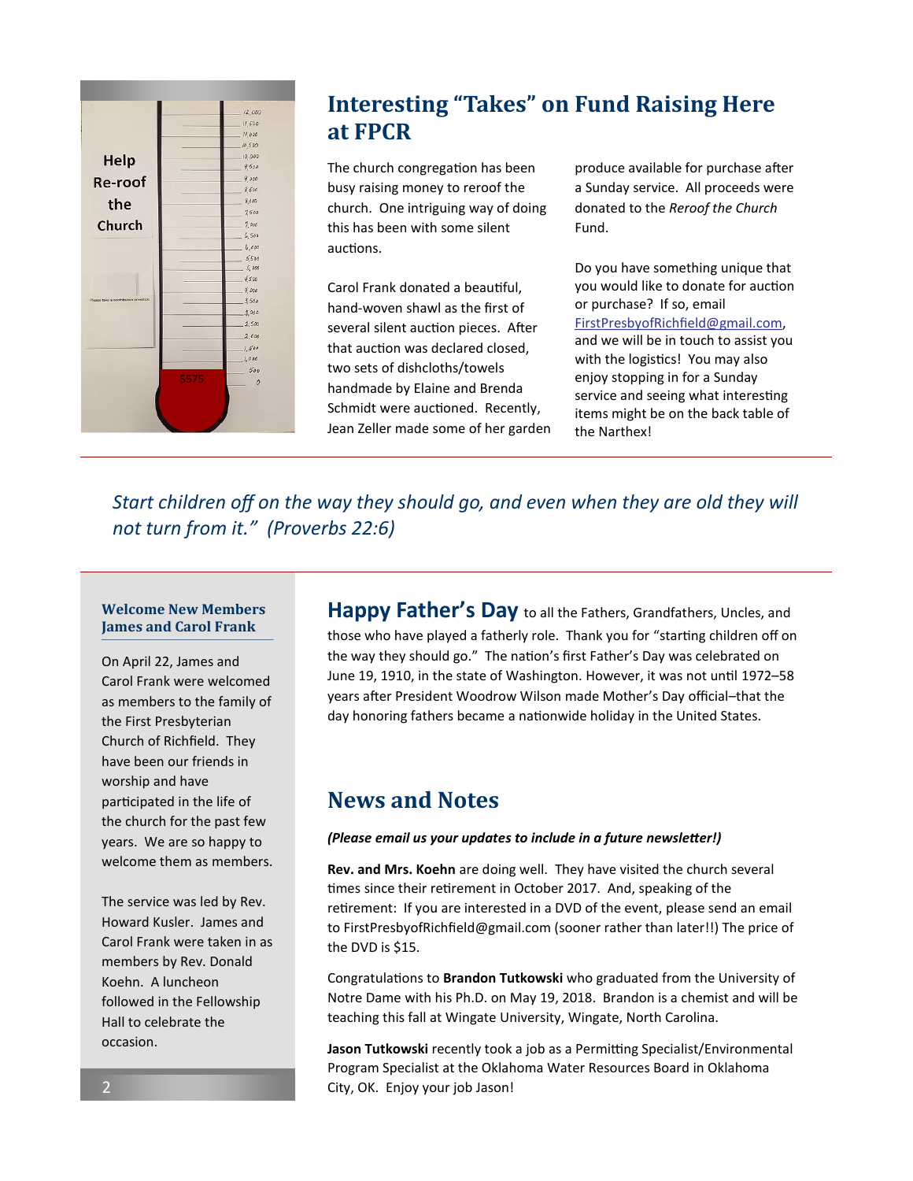Help Re-roof the Church

$575

# Interesting "Takes" on Fund Raising Here at FPCR

The church congregation has been busy raising money to reroof the church. One intriguing way of doing this has been with some silent auctions.

Carol Frank donated a beautiful, hand-woven shawl as the first of several silent auction pieces. After that auction was declared closed, two sets of dishcloths/towels handmade by Elaine and Brenda Schmidt were auctioned. Recently, Jean Zeller made some of her garden produce available for purchase after a Sunday service. All proceeds were donated to the *Reroof the Church* Fund.

Do you have something unique that you would like to donate for auction or purchase? If so, email FirstPresbyofRichfield@gmail.com, and we will be in touch to assist you with the logistics! You may also enjoy stopping in for a Sunday service and seeing what interesting items might be on the back table of the Narthex!

---

*Start children off on the way they should go, and even when they are old they will not turn from it." (Proverbs 22:6)*

---

### Welcome New Members James and Carol Frank

On April 22, James and Carol Frank were welcomed as members to the family of the First Presbyterian Church of Richfield. They have been our friends in worship and have participated in the life of the church for the past few years. We are so happy to welcome them as members.

The service was led by Rev. Howard Kusler. James and Carol Frank were taken in as members by Rev. Donald Koehn. A luncheon followed in the Fellowship Hall to celebrate the occasion.

**Happy Father's Day** to all the Fathers, Grandfathers, Uncles, and those who have played a fatherly role. Thank you for "starting children off on the way they should go." The nation's first Father's Day was celebrated on June 19, 1910, in the state of Washington. However, it was not until 1972–58 years after President Woodrow Wilson made Mother's Day official–that the day honoring fathers became a nationwide holiday in the United States.

## News and Notes

***(Please email us your updates to include in a future newsletter!)***

**Rev. and Mrs. Koehn** are doing well. They have visited the church several times since their retirement in October 2017. And, speaking of the retirement: If you are interested in a DVD of the event, please send an email to FirstPresbyofRichfield@gmail.com (sooner rather than later!!) The price of the DVD is $15.

Congratulations to **Brandon Tutkowski** who graduated from the University of Notre Dame with his Ph.D. on May 19, 2018. Brandon is a chemist and will be teaching this fall at Wingate University, Wingate, North Carolina.

**Jason Tutkowski** recently took a job as a Permitting Specialist/Environmental Program Specialist at the Oklahoma Water Resources Board in Oklahoma City, OK. Enjoy your job Jason!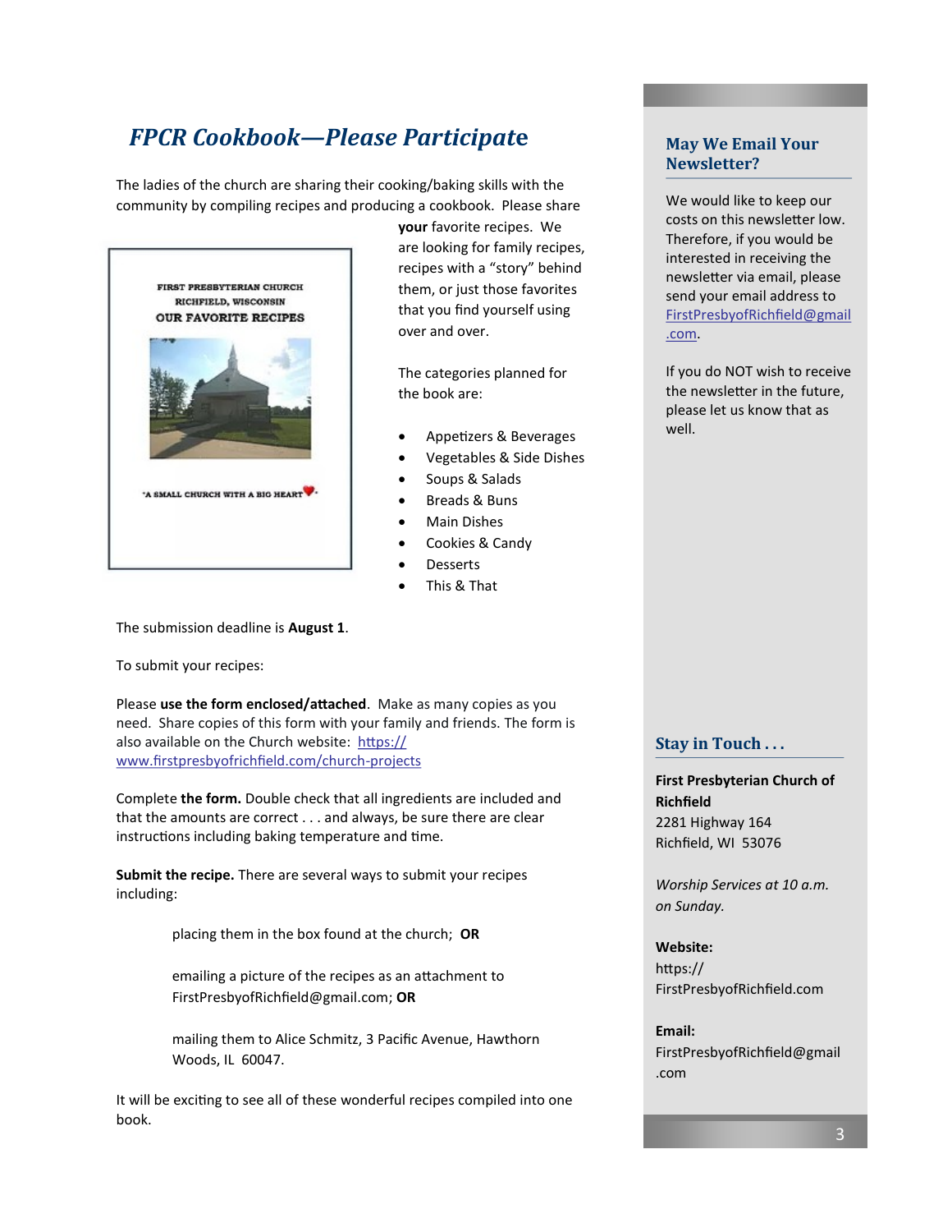## *FPCR Cookbook—Please Participate*

The ladies of the church are sharing their cooking/baking skills with the community by compiling recipes and producing a cookbook. Please share **your** favorite recipes. We are looking for family recipes, recipes with a "story" behind them, or just those favorites that you find yourself using over and over.

FIRST PRESBYTERIAN CHURCH
RICHFIELD, WISCONSIN
OUR FAVORITE RECIPES

"A SMALL CHURCH WITH A BIG HEART"

The categories planned for the book are:

- Appetizers & Beverages
- Vegetables & Side Dishes
- Soups & Salads
- Breads & Buns
- Main Dishes
- Cookies & Candy
- Desserts
- This & That

The submission deadline is **August 1**.

To submit your recipes:

Please **use the form enclosed/attached**. Make as many copies as you need. Share copies of this form with your family and friends. The form is also available on the Church website: https://www.firstpresbyofrichfield.com/church-projects

Complete **the form.** Double check that all ingredients are included and that the amounts are correct . . . and always, be sure there are clear instructions including baking temperature and time.

**Submit the recipe.** There are several ways to submit your recipes including:

placing them in the box found at the church; **OR**

emailing a picture of the recipes as an attachment to FirstPresbyofRichfield@gmail.com; **OR**

mailing them to Alice Schmitz, 3 Pacific Avenue, Hawthorn Woods, IL 60047.

It will be exciting to see all of these wonderful recipes compiled into one book.

### May We Email Your Newsletter?

We would like to keep our costs on this newsletter low. Therefore, if you would be interested in receiving the newsletter via email, please send your email address to FirstPresbyofRichfield@gmail.com.

If you do NOT wish to receive the newsletter in the future, please let us know that as well.

### Stay in Touch . . .

**First Presbyterian Church of Richfield**
2281 Highway 164
Richfield, WI 53076

*Worship Services at 10 a.m. on Sunday.*

**Website:**
https://FirstPresbyofRichfield.com

**Email:**
FirstPresbyofRichfield@gmail.com